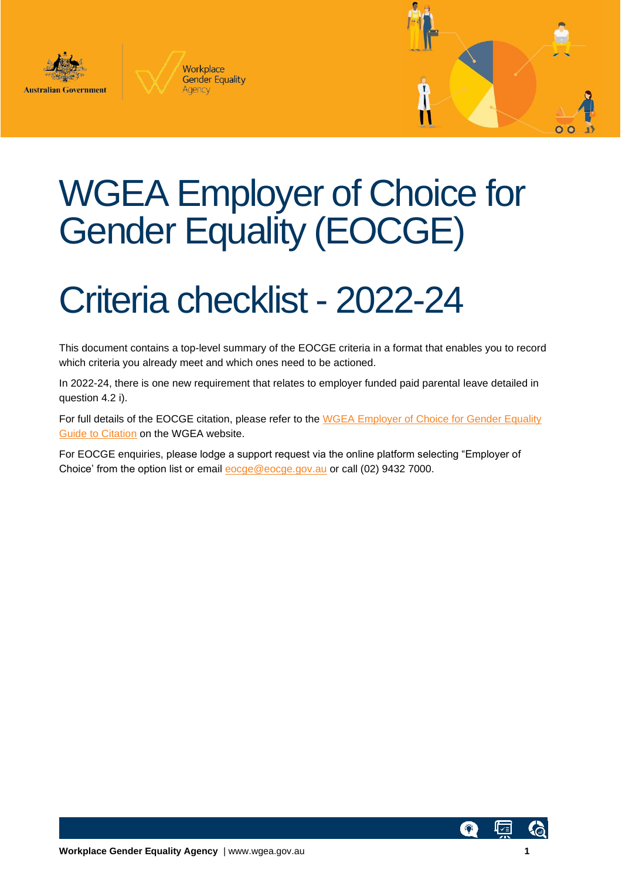Australian Government

Workplace Gender Equality Agency

# WGEA Employer of Choice for Gender Equality (EOCGE)

# Criteria checklist - 2022-24

This document contains a top-level summary of the EOCGE criteria in a format that enables you to record which criteria you already meet and which ones need to be actioned.

In 2022-24, there is one new requirement that relates to employer funded paid parental leave detailed in question 4.2 i).

For full details of the EOCGE citation, please refer to the [WGEA Employer of Choice for Gender Equality Guide to Citation]() on the WGEA website.

For EOCGE enquiries, please lodge a support request via the online platform selecting "Employer of Choice' from the option list or email [eocge@eocge.gov.au]() or call (02) 9432 7000.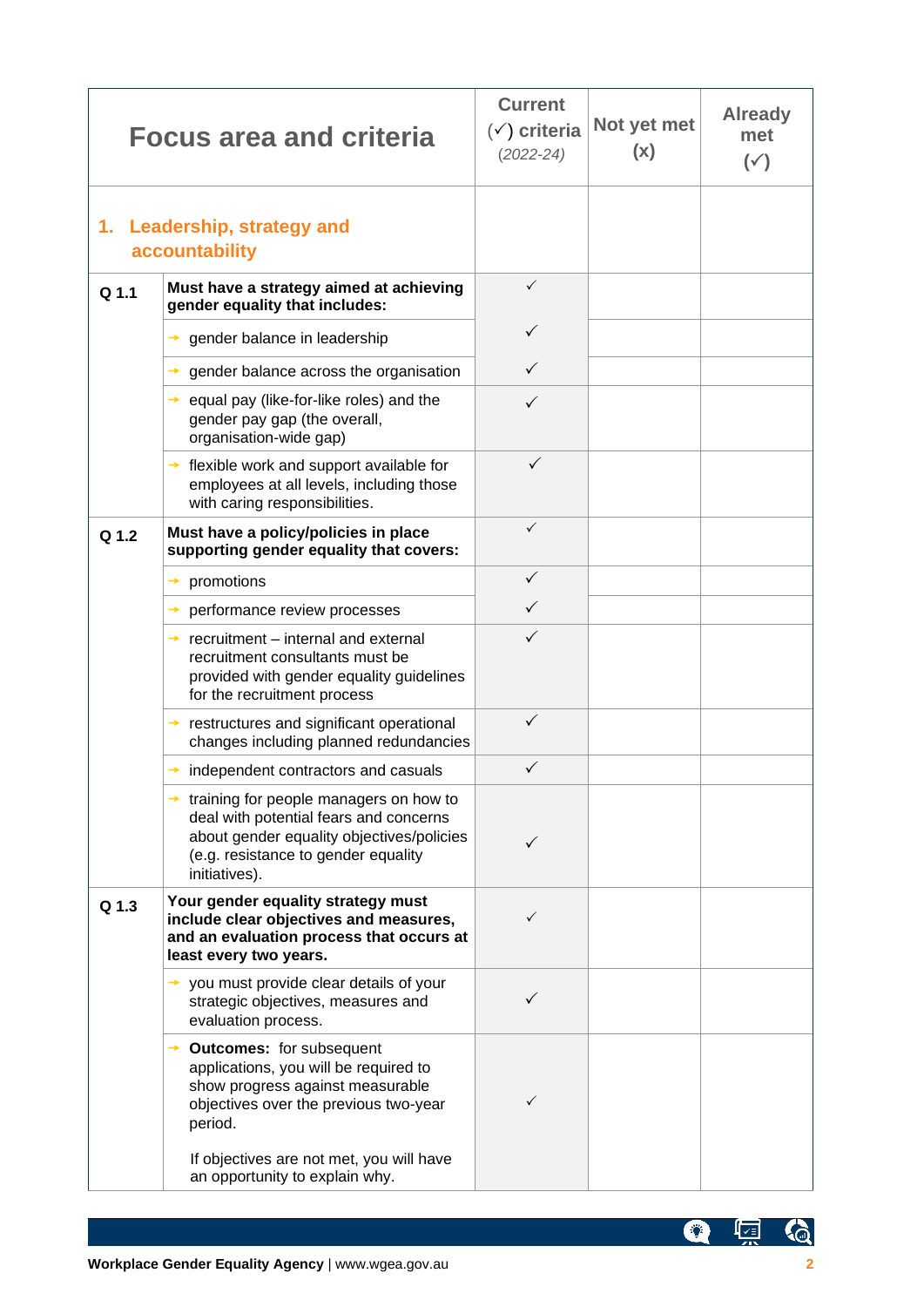| Focus area and criteria | | Current (✓) criteria *(2022-24)* | Not yet met (x) | Already met (✓) |
|---|---|---|---|---|
| **1. Leadership, strategy and accountability** | | | | |
| Q 1.1 | **Must have a strategy aimed at achieving gender equality that includes:** | ✓ | | |
| | → gender balance in leadership | ✓ | | |
| | → gender balance across the organisation | ✓ | | |
| | → equal pay (like-for-like roles) and the gender pay gap (the overall, organisation-wide gap) | ✓ | | |
| | → flexible work and support available for employees at all levels, including those with caring responsibilities. | ✓ | | |
| Q 1.2 | **Must have a policy/policies in place supporting gender equality that covers:** | ✓ | | |
| | → promotions | ✓ | | |
| | → performance review processes | ✓ | | |
| | → recruitment – internal and external recruitment consultants must be provided with gender equality guidelines for the recruitment process | ✓ | | |
| | → restructures and significant operational changes including planned redundancies | ✓ | | |
| | → independent contractors and casuals | ✓ | | |
| | → training for people managers on how to deal with potential fears and concerns about gender equality objectives/policies (e.g. resistance to gender equality initiatives). | ✓ | | |
| Q 1.3 | **Your gender equality strategy must include clear objectives and measures, and an evaluation process that occurs at least every two years.** | ✓ | | |
| | → you must provide clear details of your strategic objectives, measures and evaluation process. | ✓ | | |
| | → **Outcomes:** for subsequent applications, you will be required to show progress against measurable objectives over the previous two-year period. If objectives are not met, you will have an opportunity to explain why. | ✓ | | |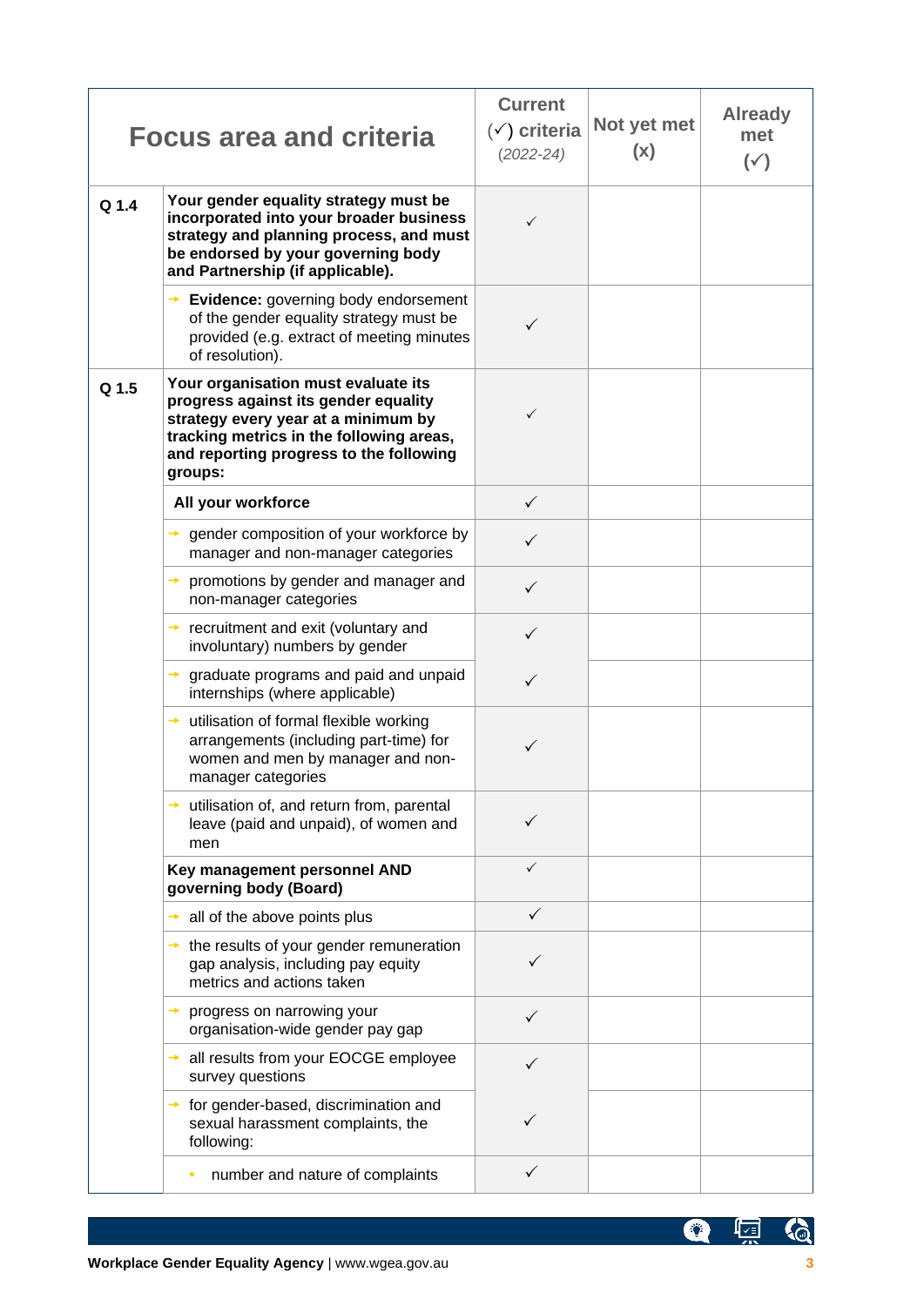| Focus area and criteria | | Current (✓) criteria *(2022-24)* | Not yet met (x) | Already met (✓) |
|---|---|---|---|---|
| Q 1.4 | **Your gender equality strategy must be incorporated into your broader business strategy and planning process, and must be endorsed by your governing body and Partnership (if applicable).** | ✓ | | |
| | → **Evidence:** governing body endorsement of the gender equality strategy must be provided (e.g. extract of meeting minutes of resolution). | ✓ | | |
| Q 1.5 | **Your organisation must evaluate its progress against its gender equality strategy every year at a minimum by tracking metrics in the following areas, and reporting progress to the following groups:** | ✓ | | |
| | **All your workforce** | ✓ | | |
| | → gender composition of your workforce by manager and non-manager categories | ✓ | | |
| | → promotions by gender and manager and non-manager categories | ✓ | | |
| | → recruitment and exit (voluntary and involuntary) numbers by gender | ✓ | | |
| | → graduate programs and paid and unpaid internships (where applicable) | ✓ | | |
| | → utilisation of formal flexible working arrangements (including part-time) for women and men by manager and non-manager categories | ✓ | | |
| | → utilisation of, and return from, parental leave (paid and unpaid), of women and men | ✓ | | |
| | **Key management personnel AND governing body (Board)** | ✓ | | |
| | → all of the above points plus | ✓ | | |
| | → the results of your gender remuneration gap analysis, including pay equity metrics and actions taken | ✓ | | |
| | → progress on narrowing your organisation-wide gender pay gap | ✓ | | |
| | → all results from your EOCGE employee survey questions | ✓ | | |
| | → for gender-based, discrimination and sexual harassment complaints, the following: | ✓ | | |
| | • number and nature of complaints | ✓ | | |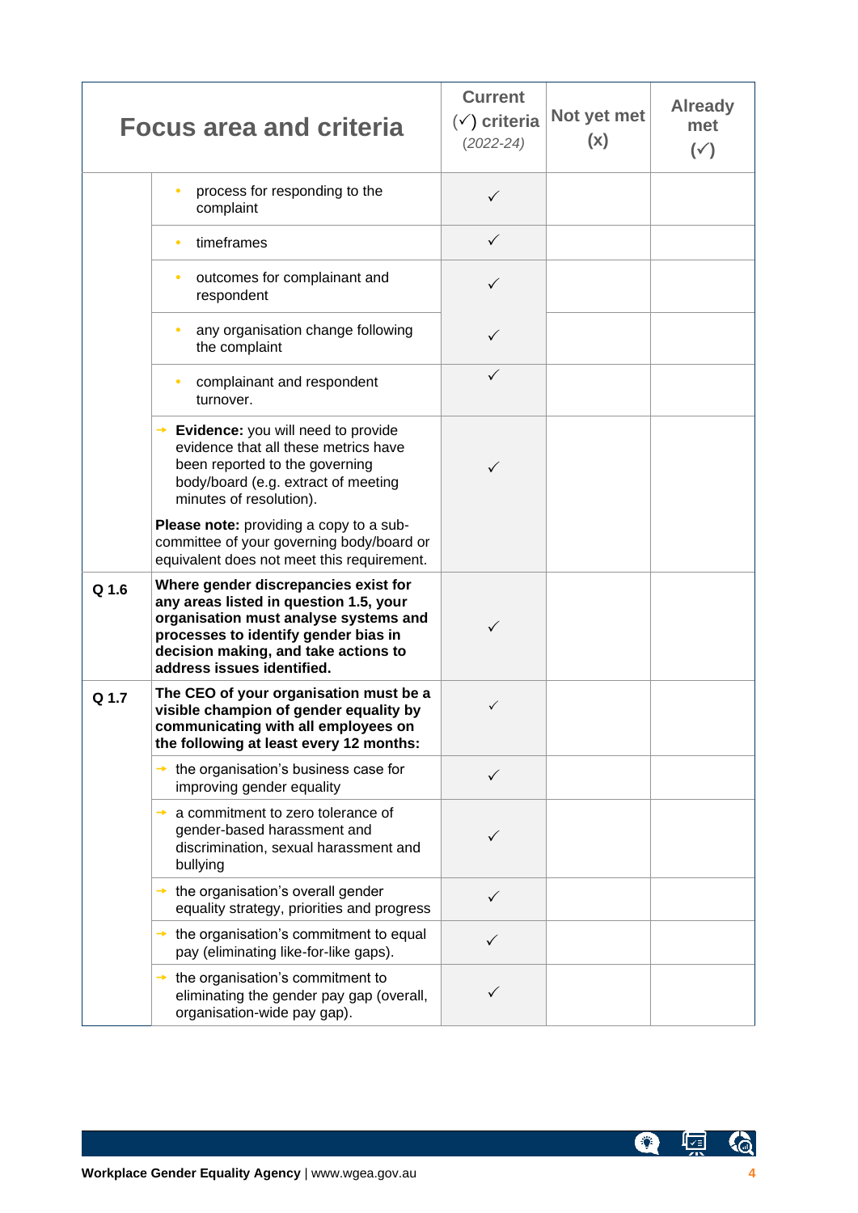| Focus area and criteria | | Current (✓) criteria *(2022-24)* | Not yet met (x) | Already met (✓) |
|---|---|---|---|---|
| | • process for responding to the complaint | ✓ | | |
| | • timeframes | ✓ | | |
| | • outcomes for complainant and respondent | ✓ | | |
| | • any organisation change following the complaint | ✓ | | |
| | • complainant and respondent turnover. | ✓ | | |
| | → **Evidence:** you will need to provide evidence that all these metrics have been reported to the governing body/board (e.g. extract of meeting minutes of resolution). **Please note:** providing a copy to a sub-committee of your governing body/board or equivalent does not meet this requirement. | ✓ | | |
| **Q 1.6** | **Where gender discrepancies exist for any areas listed in question 1.5, your organisation must analyse systems and processes to identify gender bias in decision making, and take actions to address issues identified.** | ✓ | | |
| **Q 1.7** | **The CEO of your organisation must be a visible champion of gender equality by communicating with all employees on the following at least every 12 months:** | ✓ | | |
| | → the organisation's business case for improving gender equality | ✓ | | |
| | → a commitment to zero tolerance of gender-based harassment and discrimination, sexual harassment and bullying | ✓ | | |
| | → the organisation's overall gender equality strategy, priorities and progress | ✓ | | |
| | → the organisation's commitment to equal pay (eliminating like-for-like gaps). | ✓ | | |
| | → the organisation's commitment to eliminating the gender pay gap (overall, organisation-wide pay gap). | ✓ | | |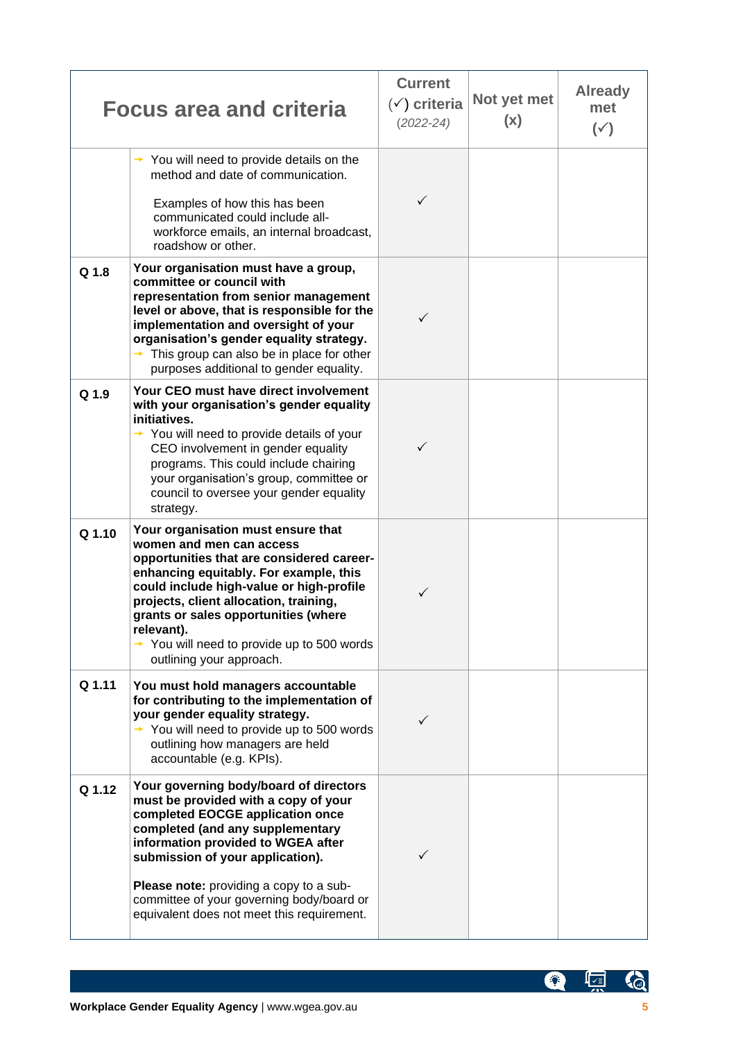| Focus area and criteria | | Current (✓) criteria *(2022-24)* | Not yet met (x) | Already met (✓) |
|---|---|---|---|---|
| | → You will need to provide details on the method and date of communication.<br><br>Examples of how this has been communicated could include all-workforce emails, an internal broadcast, roadshow or other. | ✓ | | |
| Q 1.8 | **Your organisation must have a group, committee or council with representation from senior management level or above, that is responsible for the implementation and oversight of your organisation's gender equality strategy.**<br>→ This group can also be in place for other purposes additional to gender equality. | ✓ | | |
| Q 1.9 | **Your CEO must have direct involvement with your organisation's gender equality initiatives.**<br>→ You will need to provide details of your CEO involvement in gender equality programs. This could include chairing your organisation's group, committee or council to oversee your gender equality strategy. | ✓ | | |
| Q 1.10 | **Your organisation must ensure that women and men can access opportunities that are considered career-enhancing equitably. For example, this could include high-value or high-profile projects, client allocation, training, grants or sales opportunities (where relevant).**<br>→ You will need to provide up to 500 words outlining your approach. | ✓ | | |
| Q 1.11 | **You must hold managers accountable for contributing to the implementation of your gender equality strategy.**<br>→ You will need to provide up to 500 words outlining how managers are held accountable (e.g. KPIs). | ✓ | | |
| Q 1.12 | **Your governing body/board of directors must be provided with a copy of your completed EOCGE application once completed (and any supplementary information provided to WGEA after submission of your application).**<br><br>**Please note:** providing a copy to a sub-committee of your governing body/board or equivalent does not meet this requirement. | ✓ | | |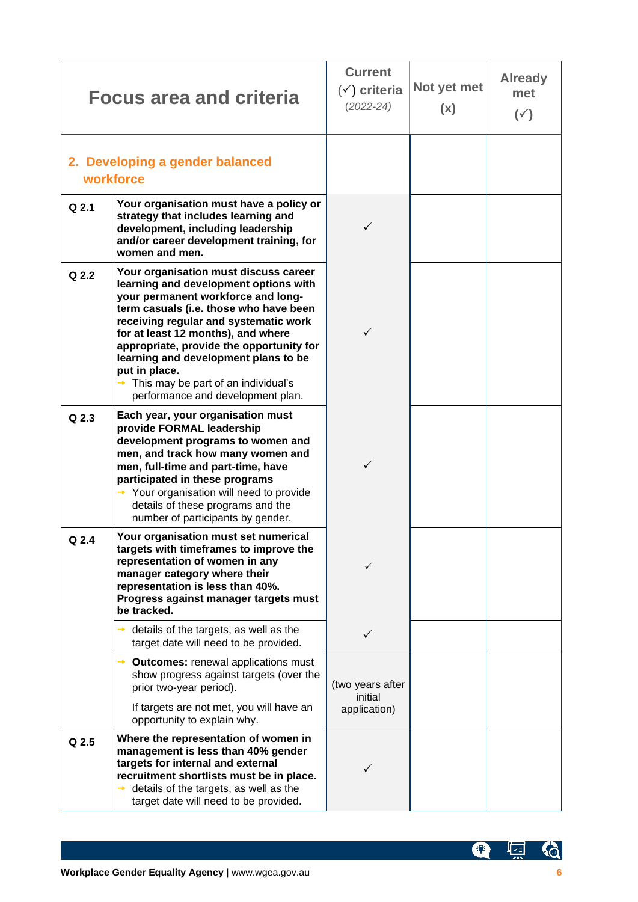| Focus area and criteria | | Current (✓) criteria *(2022-24)* | Not yet met (x) | Already met (✓) |
|---|---|---|---|---|
| **2. Developing a gender balanced workforce** | | | | |
| Q 2.1 | **Your organisation must have a policy or strategy that includes learning and development, including leadership and/or career development training, for women and men.** | ✓ | | |
| Q 2.2 | **Your organisation must discuss career learning and development options with your permanent workforce and long-term casuals (i.e. those who have been receiving regular and systematic work for at least 12 months), and where appropriate, provide the opportunity for learning and development plans to be put in place.** <br> → This may be part of an individual's performance and development plan. | ✓ | | |
| Q 2.3 | **Each year, your organisation must provide FORMAL leadership development programs to women and men, and track how many women and men, full-time and part-time, have participated in these programs** <br> → Your organisation will need to provide details of these programs and the number of participants by gender. | ✓ | | |
| Q 2.4 | **Your organisation must set numerical targets with timeframes to improve the representation of women in any manager category where their representation is less than 40%. Progress against manager targets must be tracked.** | ✓ | | |
| | → details of the targets, as well as the target date will need to be provided. | ✓ | | |
| | → **Outcomes:** renewal applications must show progress against targets (over the prior two-year period). <br> If targets are not met, you will have an opportunity to explain why. | (two years after initial application) | | |
| Q 2.5 | **Where the representation of women in management is less than 40% gender targets for internal and external recruitment shortlists must be in place.** <br> → details of the targets, as well as the target date will need to be provided. | ✓ | | |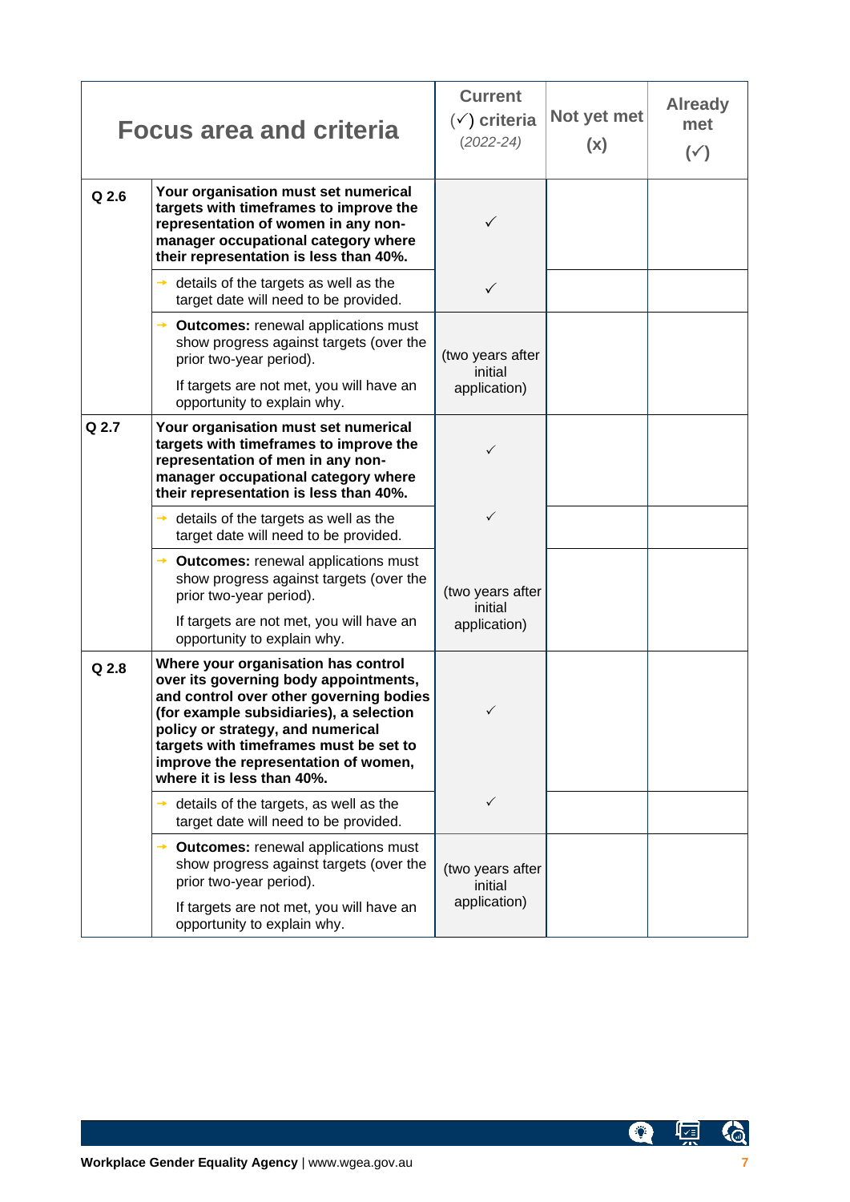| Focus area and criteria | | Current (✓) criteria *(2022-24)* | Not yet met (x) | Already met (✓) |
|---|---|---|---|---|
| **Q 2.6** | **Your organisation must set numerical targets with timeframes to improve the representation of women in any non-manager occupational category where their representation is less than 40%.** | ✓ | | |
| | → details of the targets as well as the target date will need to be provided. | ✓ | | |
| | → **Outcomes:** renewal applications must show progress against targets (over the prior two-year period). If targets are not met, you will have an opportunity to explain why. | (two years after initial application) | | |
| **Q 2.7** | **Your organisation must set numerical targets with timeframes to improve the representation of men in any non-manager occupational category where their representation is less than 40%.** | ✓ | | |
| | → details of the targets as well as the target date will need to be provided. | ✓ | | |
| | → **Outcomes:** renewal applications must show progress against targets (over the prior two-year period). If targets are not met, you will have an opportunity to explain why. | (two years after initial application) | | |
| **Q 2.8** | **Where your organisation has control over its governing body appointments, and control over other governing bodies (for example subsidiaries), a selection policy or strategy, and numerical targets with timeframes must be set to improve the representation of women, where it is less than 40%.** | ✓ | | |
| | → details of the targets, as well as the target date will need to be provided. | ✓ | | |
| | → **Outcomes:** renewal applications must show progress against targets (over the prior two-year period). If targets are not met, you will have an opportunity to explain why. | (two years after initial application) | | |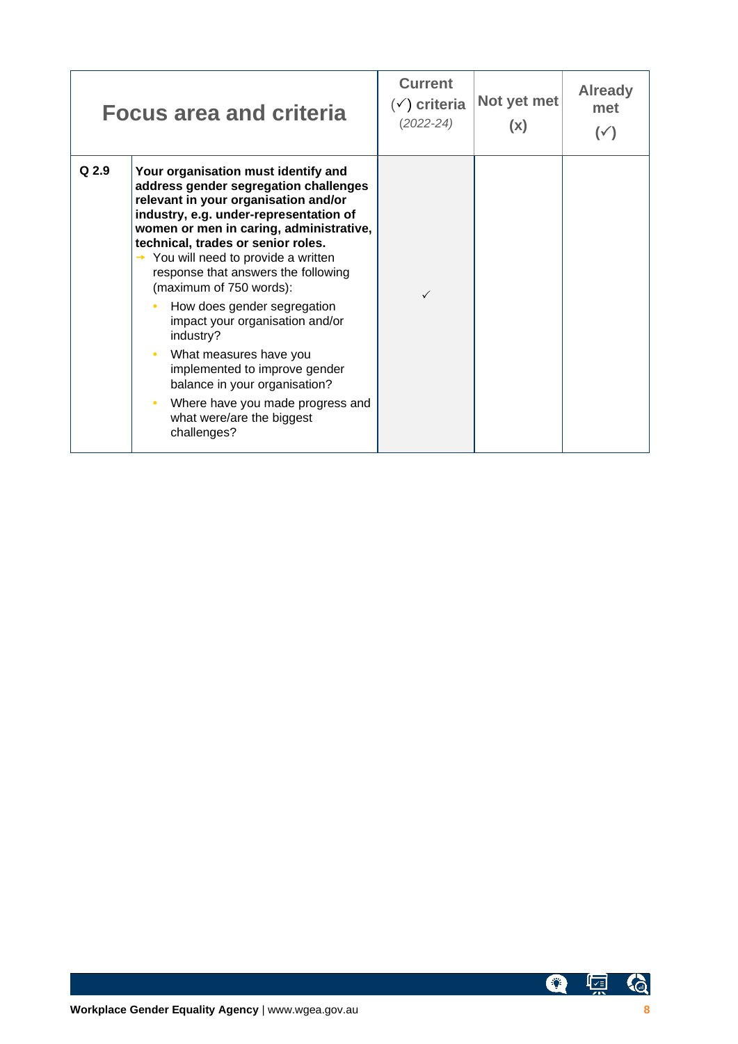| Focus area and criteria | | Current (✓) criteria *(2022-24)* | Not yet met (x) | Already met (✓) |
|---|---|---|---|---|
| Q 2.9 | **Your organisation must identify and address gender segregation challenges relevant in your organisation and/or industry, e.g. under-representation of women or men in caring, administrative, technical, trades or senior roles.**<br>→ You will need to provide a written response that answers the following (maximum of 750 words):<br>• How does gender segregation impact your organisation and/or industry?<br>• What measures have you implemented to improve gender balance in your organisation?<br>• Where have you made progress and what were/are the biggest challenges? | ✓ | | |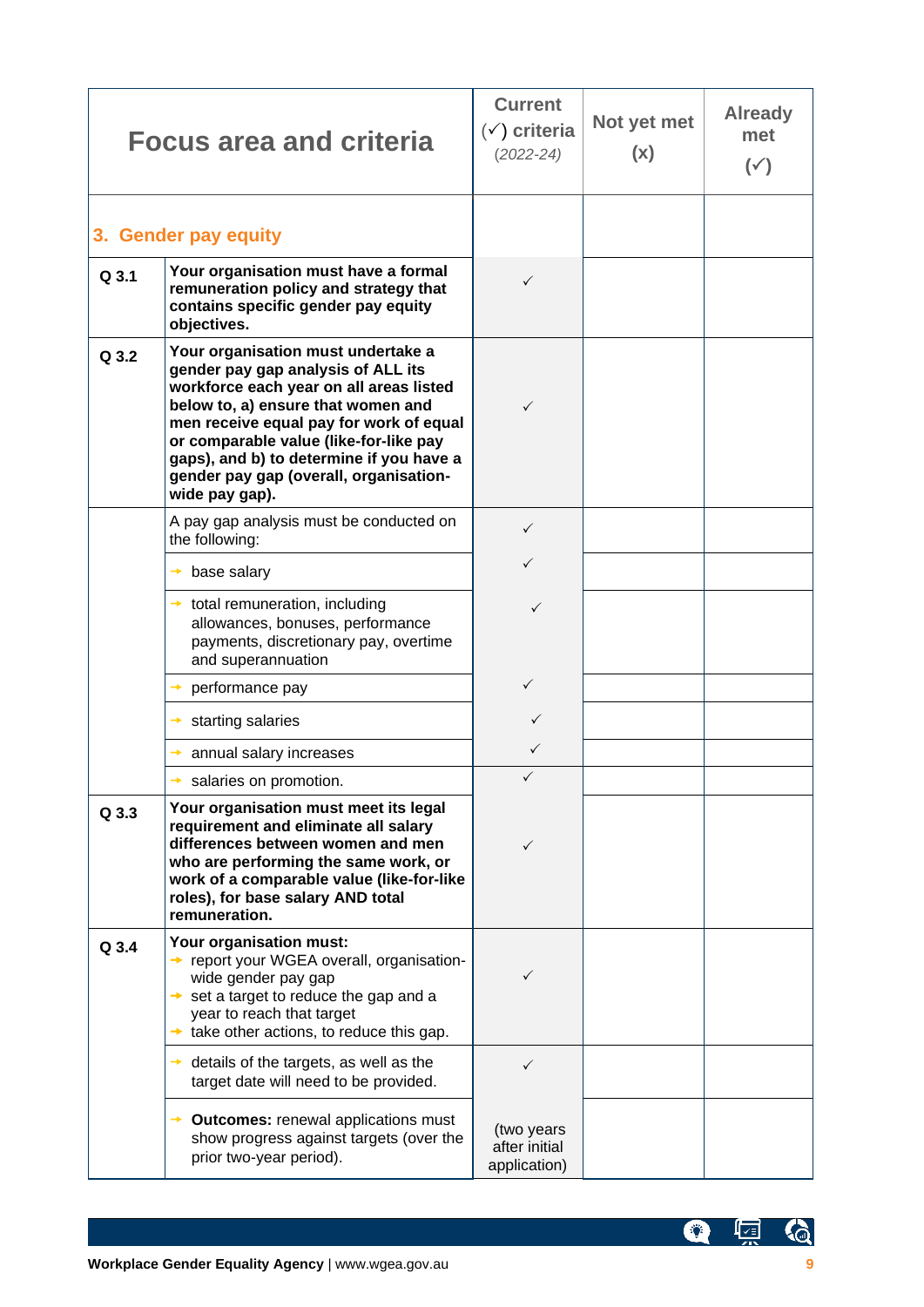| Focus area and criteria | | Current (✓) criteria *(2022-24)* | Not yet met (x) | Already met (✓) |
|---|---|---|---|---|
| **3. Gender pay equity** | | | | |
| **Q 3.1** | **Your organisation must have a formal remuneration policy and strategy that contains specific gender pay equity objectives.** | ✓ | | |
| **Q 3.2** | **Your organisation must undertake a gender pay gap analysis of ALL its workforce each year on all areas listed below to, a) ensure that women and men receive equal pay for work of equal or comparable value (like-for-like pay gaps), and b) to determine if you have a gender pay gap (overall, organisation-wide pay gap).** | ✓ | | |
| | A pay gap analysis must be conducted on the following: | ✓ | | |
| | → base salary | ✓ | | |
| | → total remuneration, including allowances, bonuses, performance payments, discretionary pay, overtime and superannuation | ✓ | | |
| | → performance pay | ✓ | | |
| | → starting salaries | ✓ | | |
| | → annual salary increases | ✓ | | |
| | → salaries on promotion. | ✓ | | |
| **Q 3.3** | **Your organisation must meet its legal requirement and eliminate all salary differences between women and men who are performing the same work, or work of a comparable value (like-for-like roles), for base salary AND total remuneration.** | ✓ | | |
| **Q 3.4** | **Your organisation must:**<br>→ report your WGEA overall, organisation-wide gender pay gap<br>→ set a target to reduce the gap and a year to reach that target<br>→ take other actions, to reduce this gap. | ✓ | | |
| | → details of the targets, as well as the target date will need to be provided. | ✓ | | |
| | → **Outcomes:** renewal applications must show progress against targets (over the prior two-year period). | (two years after initial application) | | |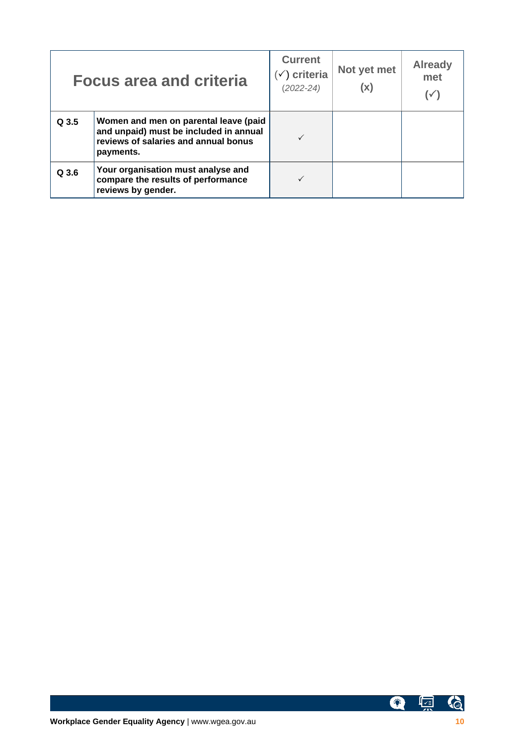| Focus area and criteria | | Current (✓) criteria *(2022-24)* | Not yet met (x) | Already met (✓) |
|---|---|---|---|---|
| **Q 3.5** | **Women and men on parental leave (paid and unpaid) must be included in annual reviews of salaries and annual bonus payments.** | ✓ | | |
| **Q 3.6** | **Your organisation must analyse and compare the results of performance reviews by gender.** | ✓ | | |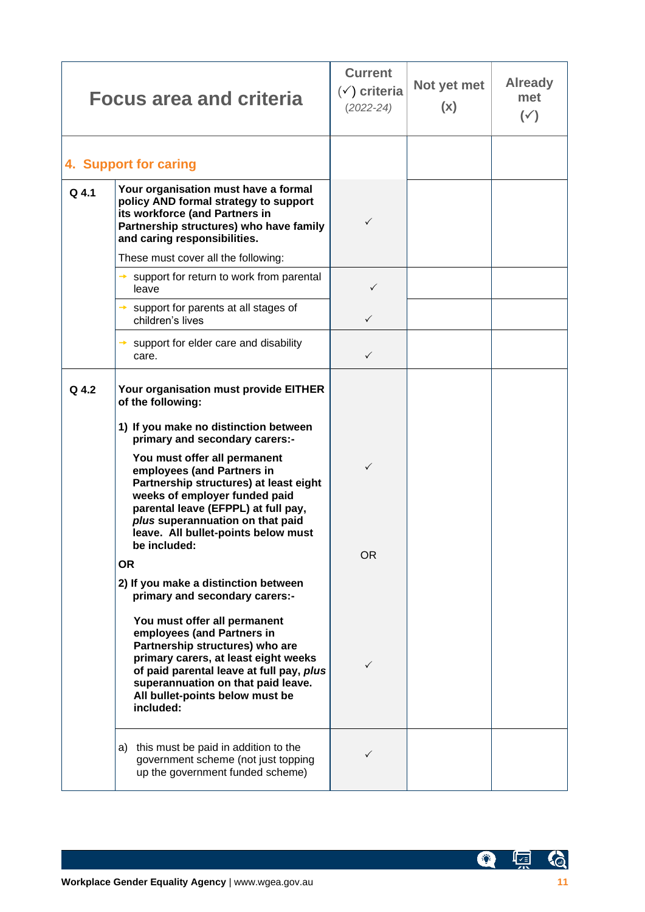| Focus area and criteria | | Current (✓) criteria *(2022-24)* | Not yet met (x) | Already met (✓) |
|---|---|---|---|---|
| **4. Support for caring** | | | | |
| Q 4.1 | **Your organisation must have a formal policy AND formal strategy to support its workforce (and Partners in Partnership structures) who have family and caring responsibilities.** These must cover all the following: | ✓ | | |
| | → support for return to work from parental leave | ✓ | | |
| | → support for parents at all stages of children's lives | ✓ | | |
| | → support for elder care and disability care. | ✓ | | |
| Q 4.2 | **Your organisation must provide EITHER of the following:** **1) If you make no distinction between primary and secondary carers:-** **You must offer all permanent employees (and Partners in Partnership structures) at least eight weeks of employer funded paid parental leave (EFPPL) at full pay, *plus* superannuation on that paid leave. All bullet-points below must be included:** **OR** **2) If you make a distinction between primary and secondary carers:-** **You must offer all permanent employees (and Partners in Partnership structures) who are primary carers, at least eight weeks of paid parental leave at full pay, *plus* superannuation on that paid leave. All bullet-points below must be included:** | ✓ OR ✓ | | |
| | a) this must be paid in addition to the government scheme (not just topping up the government funded scheme) | ✓ | | |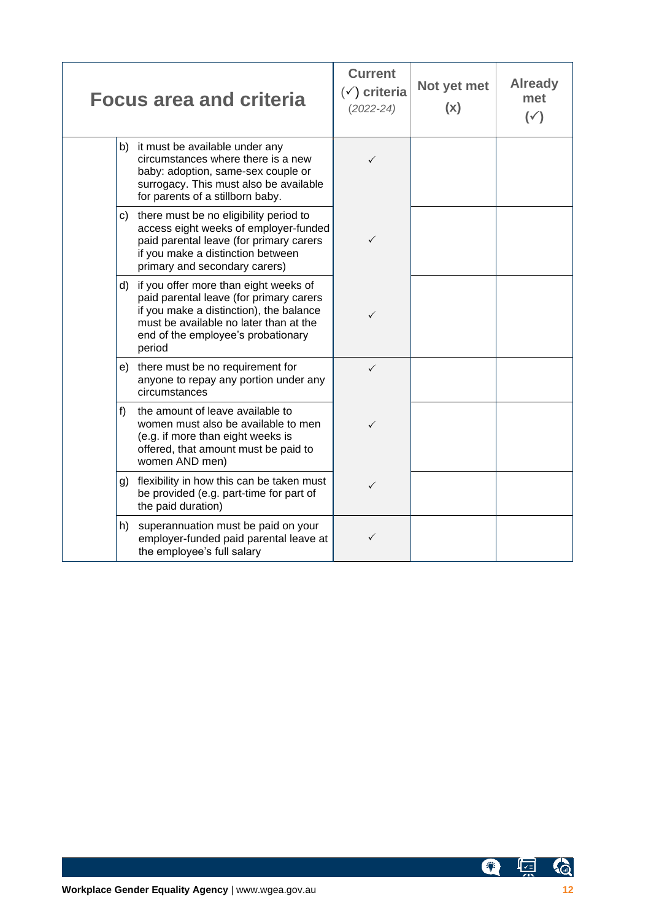| Focus area and criteria | Current (✓) criteria (2022-24) | Not yet met (x) | Already met (✓) |
|---|---|---|---|
| b) it must be available under any circumstances where there is a new baby: adoption, same-sex couple or surrogacy. This must also be available for parents of a stillborn baby. | ✓ | | |
| c) there must be no eligibility period to access eight weeks of employer-funded paid parental leave (for primary carers if you make a distinction between primary and secondary carers) | ✓ | | |
| d) if you offer more than eight weeks of paid parental leave (for primary carers if you make a distinction), the balance must be available no later than at the end of the employee's probationary period | ✓ | | |
| e) there must be no requirement for anyone to repay any portion under any circumstances | ✓ | | |
| f) the amount of leave available to women must also be available to men (e.g. if more than eight weeks is offered, that amount must be paid to women AND men) | ✓ | | |
| g) flexibility in how this can be taken must be provided (e.g. part-time for part of the paid duration) | ✓ | | |
| h) superannuation must be paid on your employer-funded paid parental leave at the employee's full salary | ✓ | | |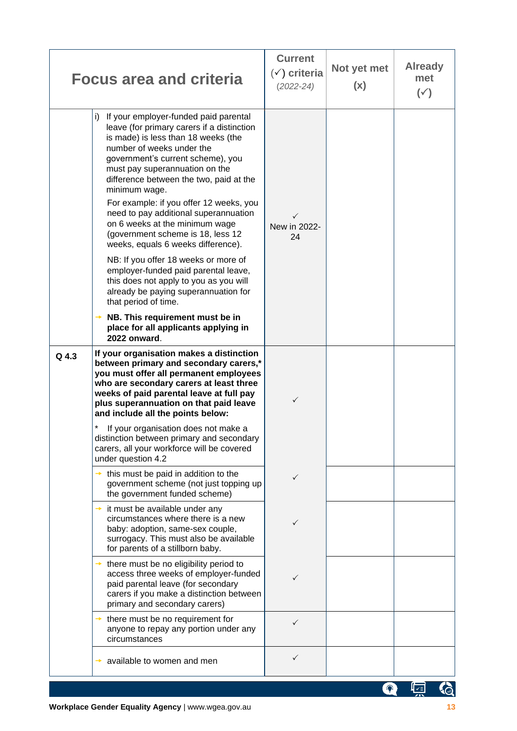| Focus area and criteria | | Current (✓) criteria *(2022-24)* | Not yet met (x) | Already met (✓) |
|---|---|---|---|---|
| | i) If your employer-funded paid parental leave (for primary carers if a distinction is made) is less than 18 weeks (the number of weeks under the government's current scheme), you must pay superannuation on the difference between the two, paid at the minimum wage.<br>For example: if you offer 12 weeks, you need to pay additional superannuation on 6 weeks at the minimum wage (government scheme is 18, less 12 weeks, equals 6 weeks difference).<br>NB: If you offer 18 weeks or more of employer-funded paid parental leave, this does not apply to you as you will already be paying superannuation for that period of time.<br>→ **NB. This requirement must be in place for all applicants applying in 2022 onward**. | ✓<br>New in 2022-24 | | |
| Q 4.3 | **If your organisation makes a distinction between primary and secondary carers,* you must offer all permanent employees who are secondary carers at least three weeks of paid parental leave at full pay plus superannuation on that paid leave and include all the points below:**<br>* If your organisation does not make a distinction between primary and secondary carers, all your workforce will be covered under question 4.2 | ✓ | | |
| | → this must be paid in addition to the government scheme (not just topping up the government funded scheme) | ✓ | | |
| | → it must be available under any circumstances where there is a new baby: adoption, same-sex couple, surrogacy. This must also be available for parents of a stillborn baby. | ✓ | | |
| | → there must be no eligibility period to access three weeks of employer-funded paid parental leave (for secondary carers if you make a distinction between primary and secondary carers) | ✓ | | |
| | → there must be no requirement for anyone to repay any portion under any circumstances | ✓ | | |
| | → available to women and men | ✓ | | |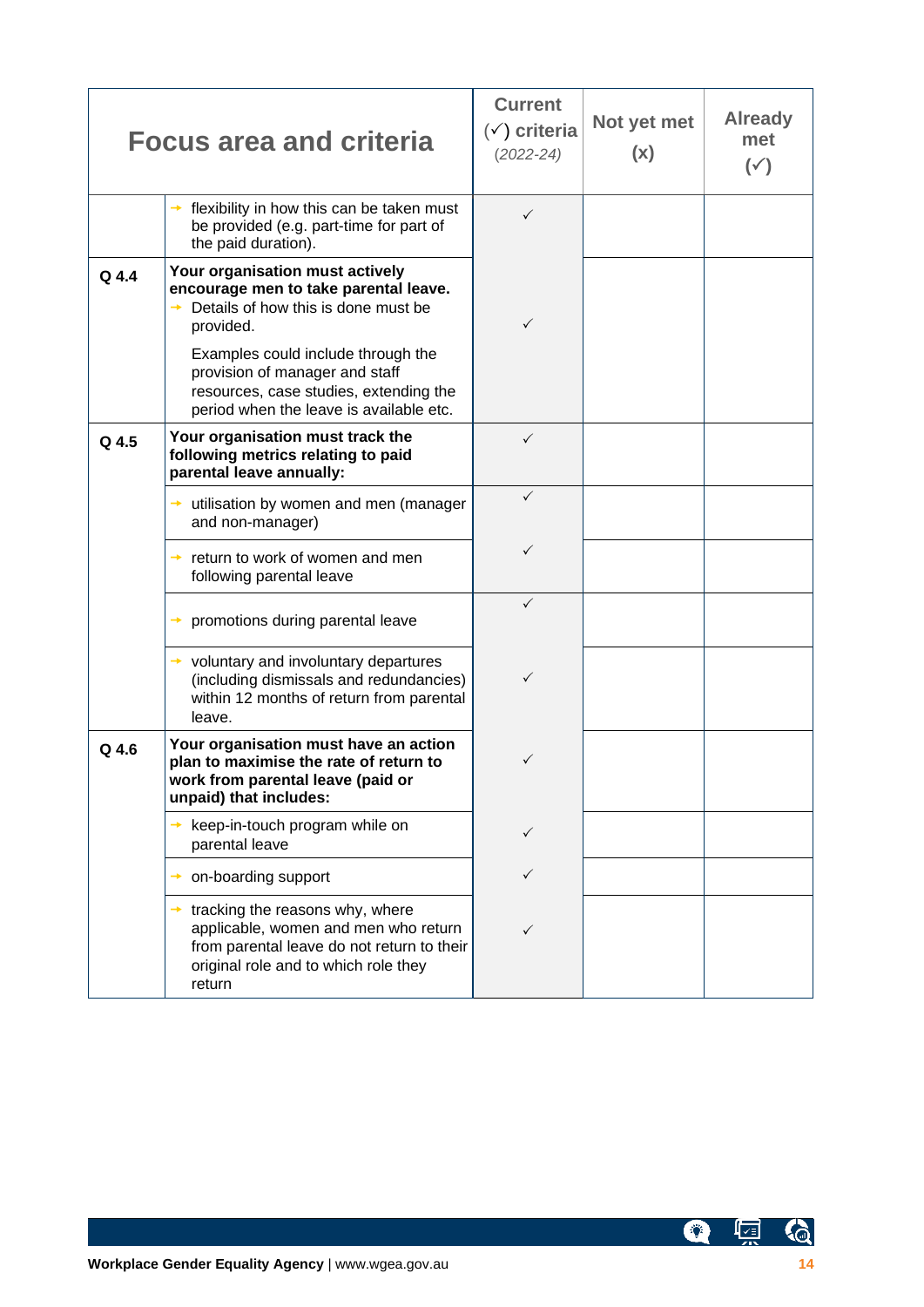| Focus area and criteria | | Current (✓) criteria *(2022-24)* | Not yet met (x) | Already met (✓) |
|---|---|---|---|---|
| | → flexibility in how this can be taken must be provided (e.g. part-time for part of the paid duration). | ✓ | | |
| Q 4.4 | **Your organisation must actively encourage men to take parental leave.**<br>→ Details of how this is done must be provided.<br>Examples could include through the provision of manager and staff resources, case studies, extending the period when the leave is available etc. | ✓ | | |
| Q 4.5 | **Your organisation must track the following metrics relating to paid parental leave annually:** | ✓ | | |
| | → utilisation by women and men (manager and non-manager) | ✓ | | |
| | → return to work of women and men following parental leave | ✓ | | |
| | → promotions during parental leave | ✓ | | |
| | → voluntary and involuntary departures (including dismissals and redundancies) within 12 months of return from parental leave. | ✓ | | |
| Q 4.6 | **Your organisation must have an action plan to maximise the rate of return to work from parental leave (paid or unpaid) that includes:** | ✓ | | |
| | → keep-in-touch program while on parental leave | ✓ | | |
| | → on-boarding support | ✓ | | |
| | → tracking the reasons why, where applicable, women and men who return from parental leave do not return to their original role and to which role they return | ✓ | | |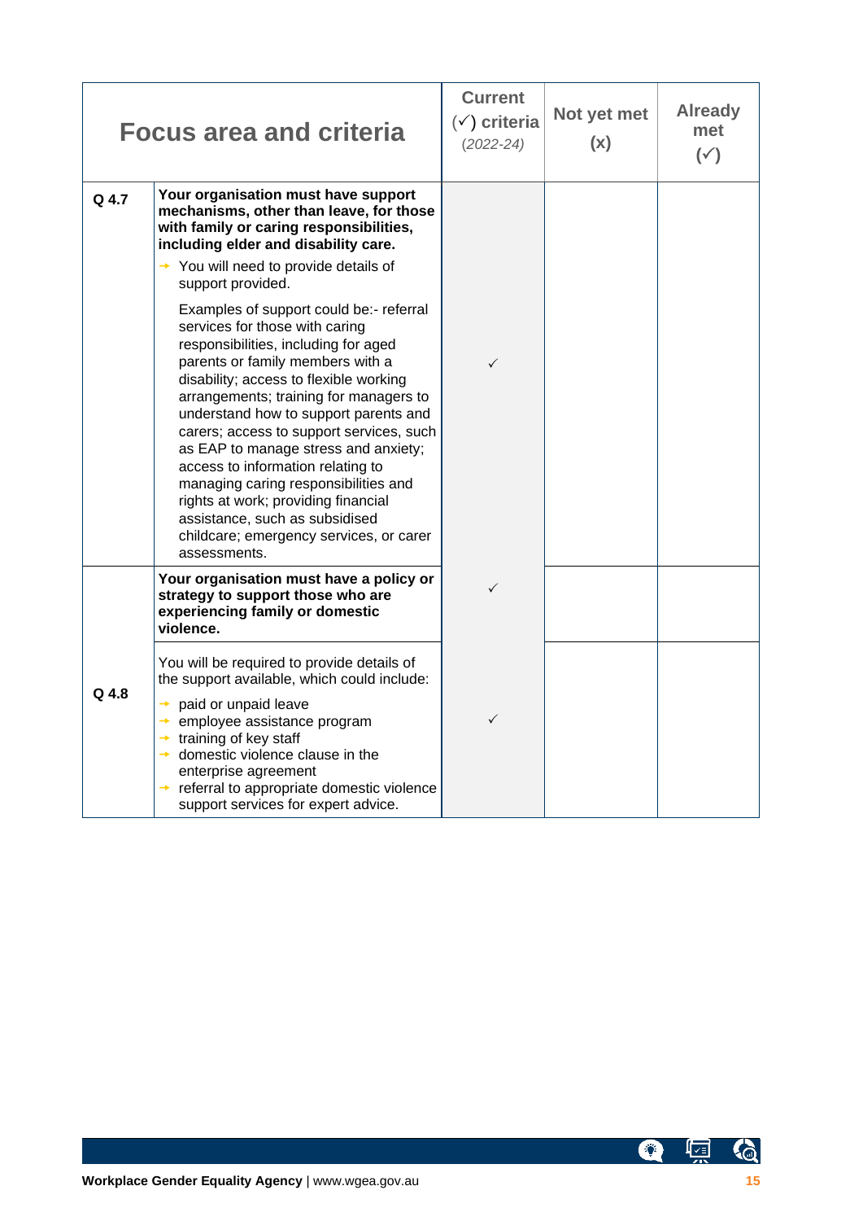| Focus area and criteria | | Current (✓) criteria *(2022-24)* | Not yet met (x) | Already met (✓) |
|---|---|---|---|---|
| Q 4.7 | **Your organisation must have support mechanisms, other than leave, for those with family or caring responsibilities, including elder and disability care.**<br>→ You will need to provide details of support provided.<br>Examples of support could be:- referral services for those with caring responsibilities, including for aged parents or family members with a disability; access to flexible working arrangements; training for managers to understand how to support parents and carers; access to support services, such as EAP to manage stress and anxiety; access to information relating to managing caring responsibilities and rights at work; providing financial assistance, such as subsidised childcare; emergency services, or carer assessments. | ✓ | | |
| Q 4.8 | **Your organisation must have a policy or strategy to support those who are experiencing family or domestic violence.** | ✓ | | |
| | You will be required to provide details of the support available, which could include:<br>→ paid or unpaid leave<br>→ employee assistance program<br>→ training of key staff<br>→ domestic violence clause in the enterprise agreement<br>→ referral to appropriate domestic violence support services for expert advice. | ✓ | | |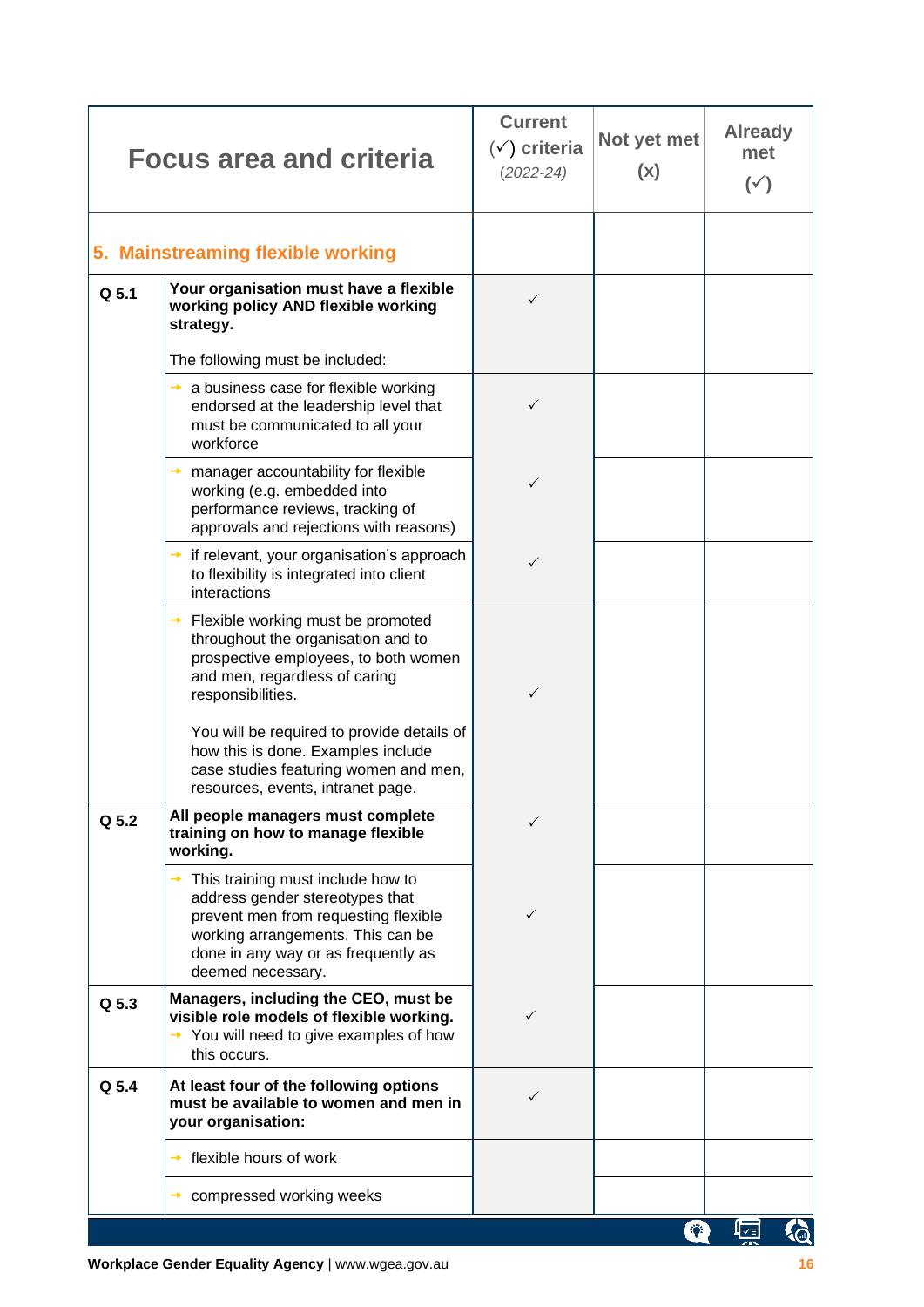| Focus area and criteria | | Current (✓) criteria *(2022-24)* | Not yet met (x) | Already met (✓) |
|---|---|---|---|---|
| **5. Mainstreaming flexible working** | | | | |
| Q 5.1 | **Your organisation must have a flexible working policy AND flexible working strategy.** The following must be included: | ✓ | | |
| | → a business case for flexible working endorsed at the leadership level that must be communicated to all your workforce | ✓ | | |
| | → manager accountability for flexible working (e.g. embedded into performance reviews, tracking of approvals and rejections with reasons) | ✓ | | |
| | → if relevant, your organisation's approach to flexibility is integrated into client interactions | ✓ | | |
| | → Flexible working must be promoted throughout the organisation and to prospective employees, to both women and men, regardless of caring responsibilities. You will be required to provide details of how this is done. Examples include case studies featuring women and men, resources, events, intranet page. | ✓ | | |
| Q 5.2 | **All people managers must complete training on how to manage flexible working.** | ✓ | | |
| | → This training must include how to address gender stereotypes that prevent men from requesting flexible working arrangements. This can be done in any way or as frequently as deemed necessary. | ✓ | | |
| Q 5.3 | **Managers, including the CEO, must be visible role models of flexible working.** → You will need to give examples of how this occurs. | ✓ | | |
| Q 5.4 | **At least four of the following options must be available to women and men in your organisation:** | ✓ | | |
| | → flexible hours of work | | | |
| | → compressed working weeks | | | |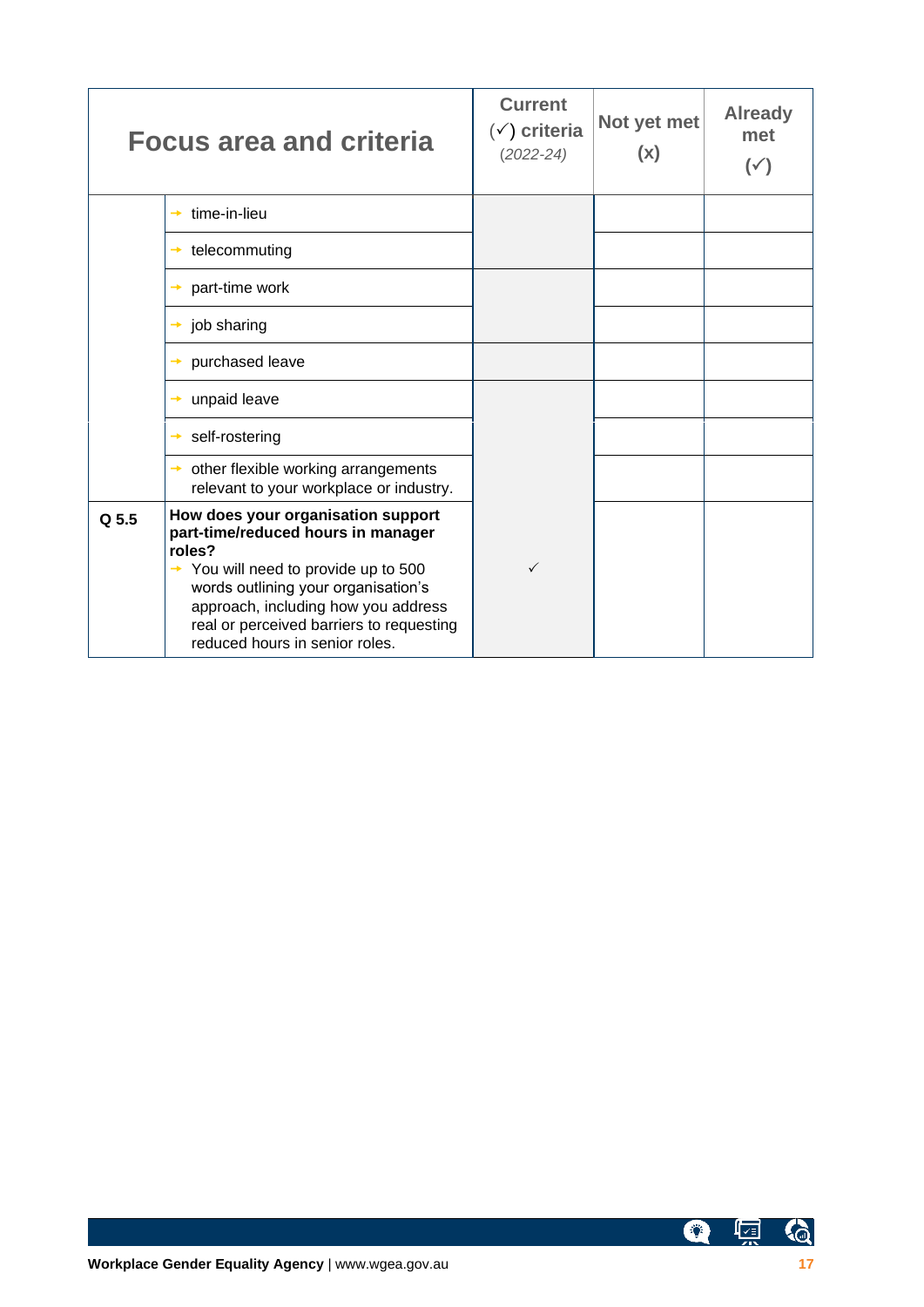| Focus area and criteria | | Current (✓) criteria *(2022-24)* | Not yet met (x) | Already met (✓) |
|---|---|---|---|---|
| | → time-in-lieu | | | |
| | → telecommuting | | | |
| | → part-time work | | | |
| | → job sharing | | | |
| | → purchased leave | | | |
| | → unpaid leave | | | |
| | → self-rostering | | | |
| | → other flexible working arrangements relevant to your workplace or industry. | | | |
| Q 5.5 | **How does your organisation support part-time/reduced hours in manager roles?** → You will need to provide up to 500 words outlining your organisation's approach, including how you address real or perceived barriers to requesting reduced hours in senior roles. | ✓ | | |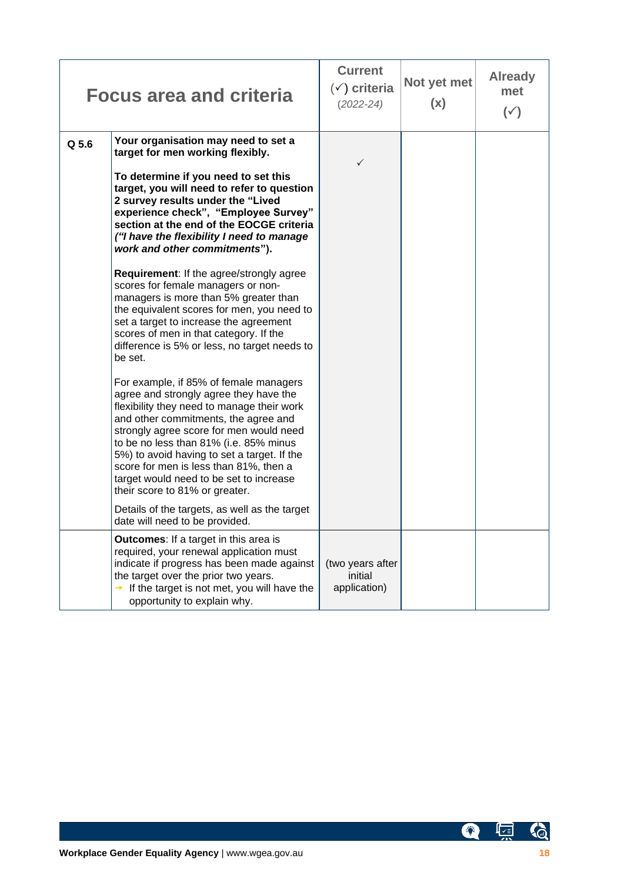| Focus area and criteria | | Current (✓) criteria *(2022-24)* | Not yet met (x) | Already met (✓) |
|---|---|---|---|---|
| Q 5.6 | **Your organisation may need to set a target for men working flexibly.**<br><br>**To determine if you need to set this target, you will need to refer to question 2 survey results under the "Lived experience check", "Employee Survey" section at the end of the EOCGE criteria *("I have the flexibility I need to manage work and other commitments")*.**<br><br>**Requirement**: If the agree/strongly agree scores for female managers or non-managers is more than 5% greater than the equivalent scores for men, you need to set a target to increase the agreement scores of men in that category. If the difference is 5% or less, no target needs to be set.<br><br>For example, if 85% of female managers agree and strongly agree they have the flexibility they need to manage their work and other commitments, the agree and strongly agree score for men would need to be no less than 81% (i.e. 85% minus 5%) to avoid having to set a target. If the score for men is less than 81%, then a target would need to be set to increase their score to 81% or greater.<br><br>Details of the targets, as well as the target date will need to be provided. | ✓ | | |
| | **Outcomes**: If a target in this area is required, your renewal application must indicate if progress has been made against the target over the prior two years.<br>→ If the target is not met, you will have the opportunity to explain why. | (two years after initial application) | | |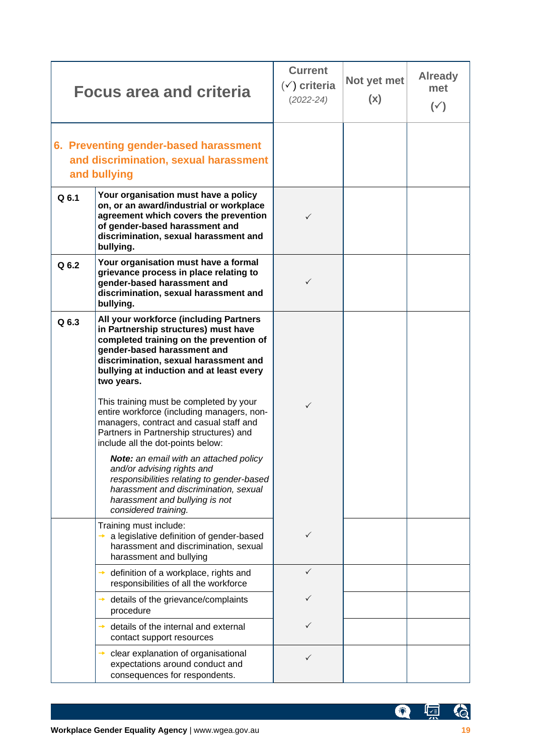| Focus area and criteria | | Current (✓) criteria *(2022-24)* | Not yet met (x) | Already met (✓) |
|---|---|---|---|---|
| **6. Preventing gender-based harassment and discrimination, sexual harassment and bullying** | | | | |
| **Q 6.1** | **Your organisation must have a policy on, or an award/industrial or workplace agreement which covers the prevention of gender-based harassment and discrimination, sexual harassment and bullying.** | ✓ | | |
| **Q 6.2** | **Your organisation must have a formal grievance process in place relating to gender-based harassment and discrimination, sexual harassment and bullying.** | ✓ | | |
| **Q 6.3** | **All your workforce (including Partners in Partnership structures) must have completed training on the prevention of gender-based harassment and discrimination, sexual harassment and bullying at induction and at least every two years.**<br><br>This training must be completed by your entire workforce (including managers, non-managers, contract and casual staff and Partners in Partnership structures) and include all the dot-points below:<br><br>***Note:*** *an email with an attached policy and/or advising rights and responsibilities relating to gender-based harassment and discrimination, sexual harassment and bullying is not considered training.* | ✓ | | |
| | Training must include:<br>→ a legislative definition of gender-based harassment and discrimination, sexual harassment and bullying | ✓ | | |
| | → definition of a workplace, rights and responsibilities of all the workforce | ✓ | | |
| | → details of the grievance/complaints procedure | ✓ | | |
| | → details of the internal and external contact support resources | ✓ | | |
| | → clear explanation of organisational expectations around conduct and consequences for respondents. | ✓ | | |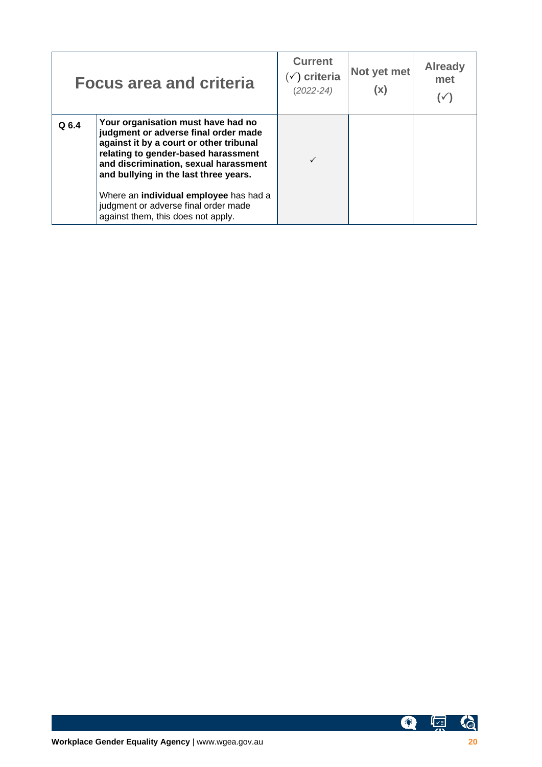| Focus area and criteria | | Current (✓) criteria *(2022-24)* | Not yet met (x) | Already met (✓) |
|---|---|---|---|---|
| **Q 6.4** | **Your organisation must have had no judgment or adverse final order made against it by a court or other tribunal relating to gender-based harassment and discrimination, sexual harassment and bullying in the last three years.**<br><br>Where an **individual employee** has had a judgment or adverse final order made against them, this does not apply. | ✓ | | |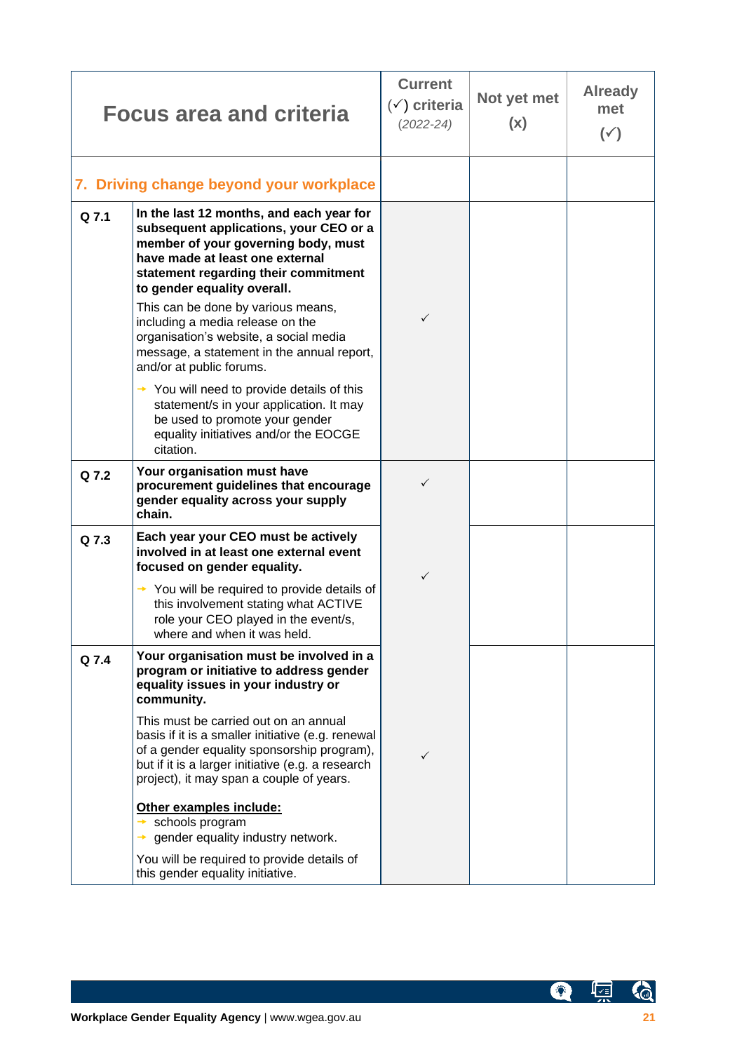| Focus area and criteria | | Current (✓) criteria *(2022-24)* | Not yet met (x) | Already met (✓) |
|---|---|---|---|---|
| **7. Driving change beyond your workplace** | | | | |
| Q 7.1 | **In the last 12 months, and each year for subsequent applications, your CEO or a member of your governing body, must have made at least one external statement regarding their commitment to gender equality overall.**<br>This can be done by various means, including a media release on the organisation's website, a social media message, a statement in the annual report, and/or at public forums.<br>→ You will need to provide details of this statement/s in your application. It may be used to promote your gender equality initiatives and/or the EOCGE citation. | ✓ | | |
| Q 7.2 | **Your organisation must have procurement guidelines that encourage gender equality across your supply chain.** | ✓ | | |
| Q 7.3 | **Each year your CEO must be actively involved in at least one external event focused on gender equality.**<br>→ You will be required to provide details of this involvement stating what ACTIVE role your CEO played in the event/s, where and when it was held. | ✓ | | |
| Q 7.4 | **Your organisation must be involved in a program or initiative to address gender equality issues in your industry or community.**<br>This must be carried out on an annual basis if it is a smaller initiative (e.g. renewal of a gender equality sponsorship program), but if it is a larger initiative (e.g. a research project), it may span a couple of years.<br>**Other examples include:**<br>→ schools program<br>→ gender equality industry network.<br>You will be required to provide details of this gender equality initiative. | ✓ | | |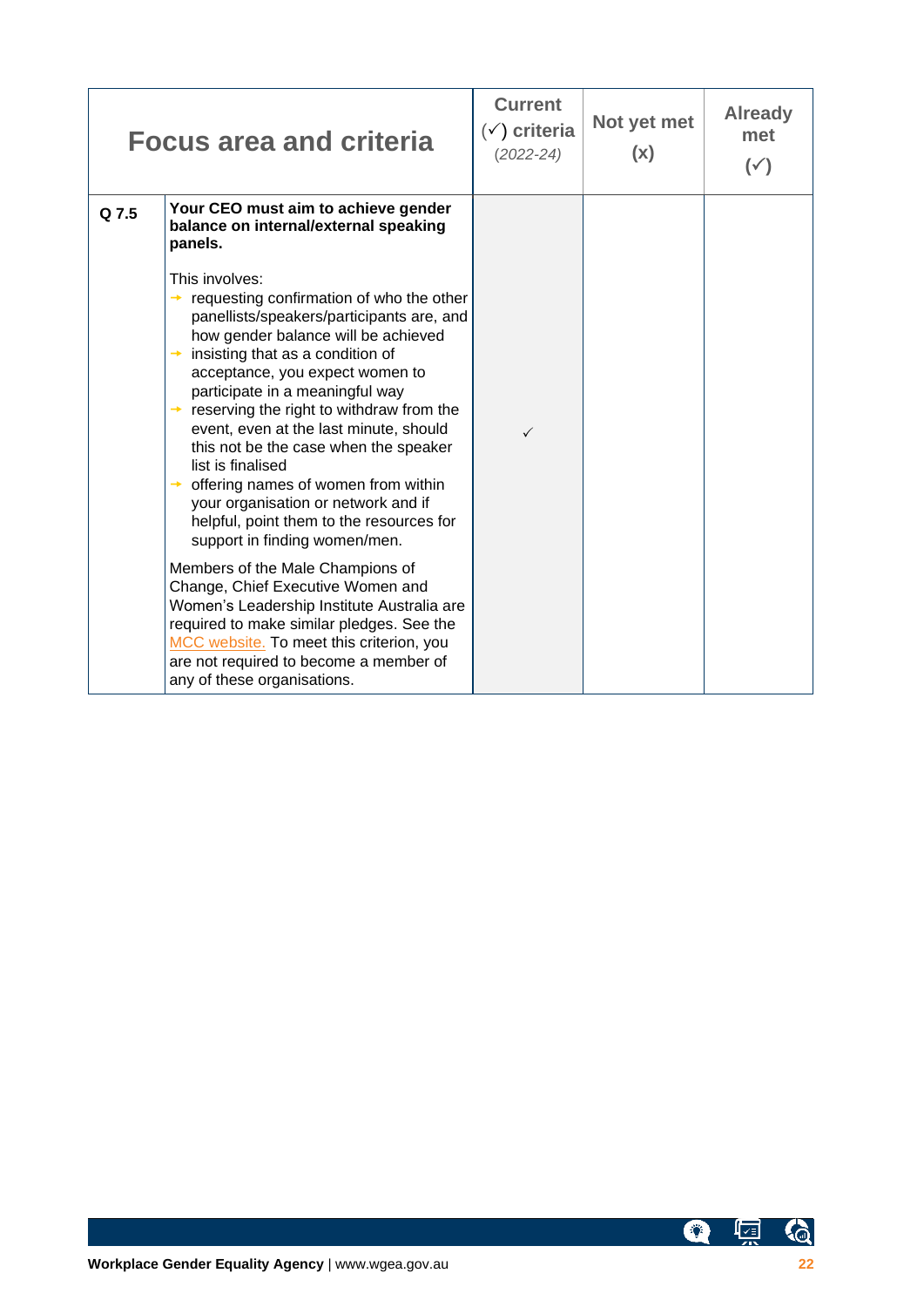| Focus area and criteria | | Current (✓) criteria *(2022-24)* | Not yet met (x) | Already met (✓) |
|---|---|---|---|---|
| Q 7.5 | **Your CEO must aim to achieve gender balance on internal/external speaking panels.**<br><br>This involves:<br>→ requesting confirmation of who the other panellists/speakers/participants are, and how gender balance will be achieved<br>→ insisting that as a condition of acceptance, you expect women to participate in a meaningful way<br>→ reserving the right to withdraw from the event, even at the last minute, should this not be the case when the speaker list is finalised<br>→ offering names of women from within your organisation or network and if helpful, point them to the resources for support in finding women/men.<br><br>Members of the Male Champions of Change, Chief Executive Women and Women's Leadership Institute Australia are required to make similar pledges. See the MCC website. To meet this criterion, you are not required to become a member of any of these organisations. | ✓ | | |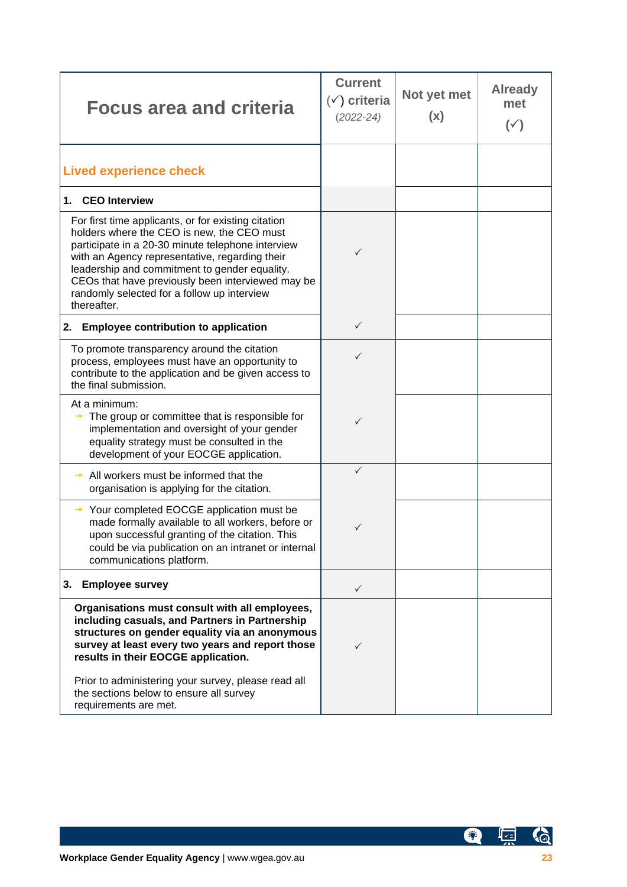| Focus area and criteria | Current (✓) criteria *(2022-24)* | Not yet met (x) | Already met (✓) |
|---|---|---|---|
| **Lived experience check** | | | |
| **1. CEO Interview** | | | |
| For first time applicants, or for existing citation holders where the CEO is new, the CEO must participate in a 20-30 minute telephone interview with an Agency representative, regarding their leadership and commitment to gender equality. CEOs that have previously been interviewed may be randomly selected for a follow up interview thereafter. | ✓ | | |
| **2. Employee contribution to application** | ✓ | | |
| To promote transparency around the citation process, employees must have an opportunity to contribute to the application and be given access to the final submission. | ✓ | | |
| At a minimum:<br>→ The group or committee that is responsible for implementation and oversight of your gender equality strategy must be consulted in the development of your EOCGE application. | ✓ | | |
| → All workers must be informed that the organisation is applying for the citation. | ✓ | | |
| → Your completed EOCGE application must be made formally available to all workers, before or upon successful granting of the citation. This could be via publication on an intranet or internal communications platform. | ✓ | | |
| **3. Employee survey** | ✓ | | |
| **Organisations must consult with all employees, including casuals, and Partners in Partnership structures on gender equality via an anonymous survey at least every two years and report those results in their EOCGE application.**<br><br>Prior to administering your survey, please read all the sections below to ensure all survey requirements are met. | ✓ | | |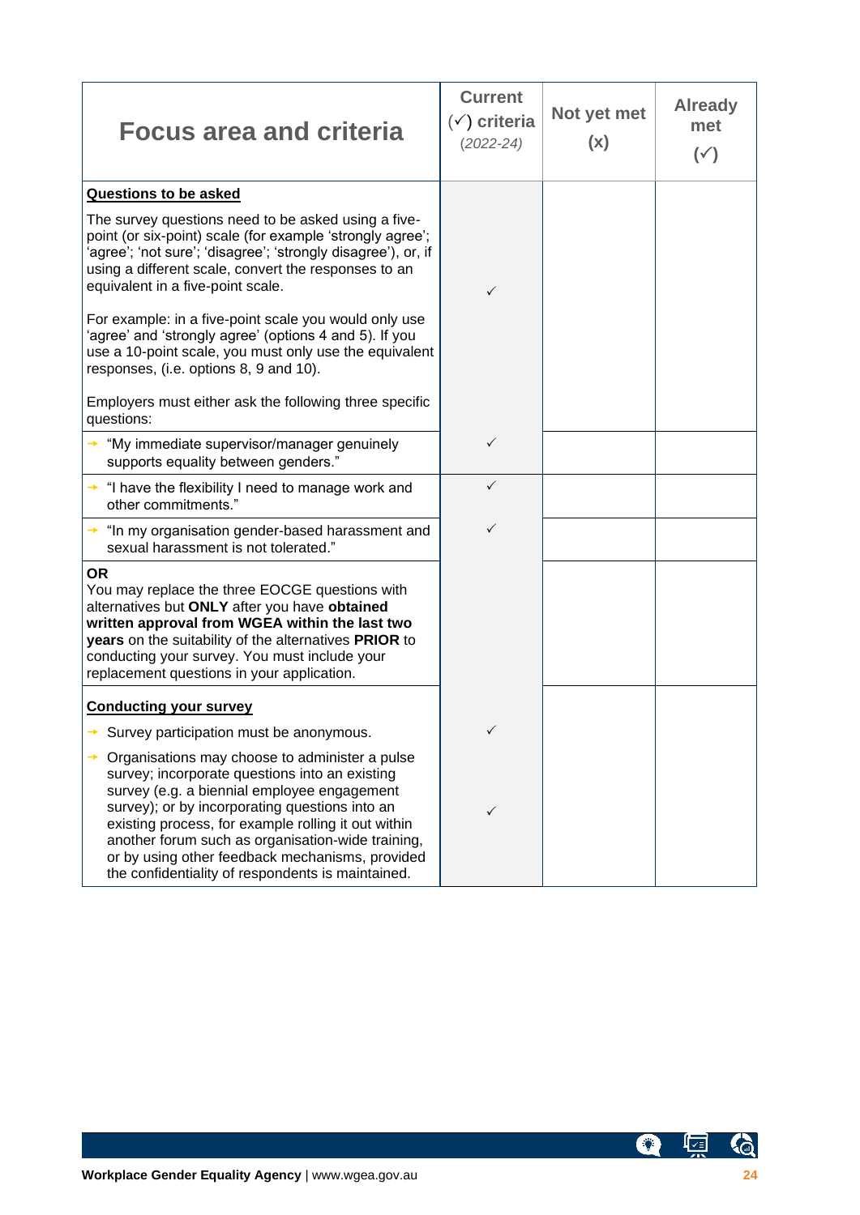| Focus area and criteria | Current (✓) criteria *(2022-24)* | Not yet met (x) | Already met (✓) |
|---|---|---|---|
| **Questions to be asked**<br>The survey questions need to be asked using a five-point (or six-point) scale (for example 'strongly agree'; 'agree'; 'not sure'; 'disagree'; 'strongly disagree'), or, if using a different scale, convert the responses to an equivalent in a five-point scale.<br><br>For example: in a five-point scale you would only use 'agree' and 'strongly agree' (options 4 and 5). If you use a 10-point scale, you must only use the equivalent responses, (i.e. options 8, 9 and 10).<br><br>Employers must either ask the following three specific questions: | ✓ | | |
| → "My immediate supervisor/manager genuinely supports equality between genders." | ✓ | | |
| → "I have the flexibility I need to manage work and other commitments." | ✓ | | |
| → "In my organisation gender-based harassment and sexual harassment is not tolerated." | ✓ | | |
| **OR**<br>You may replace the three EOCGE questions with alternatives but **ONLY** after you have **obtained written approval from WGEA within the last two years** on the suitability of the alternatives **PRIOR** to conducting your survey. You must include your replacement questions in your application. | | | |
| **Conducting your survey**<br>→ Survey participation must be anonymous.<br>→ Organisations may choose to administer a pulse survey; incorporate questions into an existing survey (e.g. a biennial employee engagement survey); or by incorporating questions into an existing process, for example rolling it out within another forum such as organisation-wide training, or by using other feedback mechanisms, provided the confidentiality of respondents is maintained. | ✓<br>✓ | | |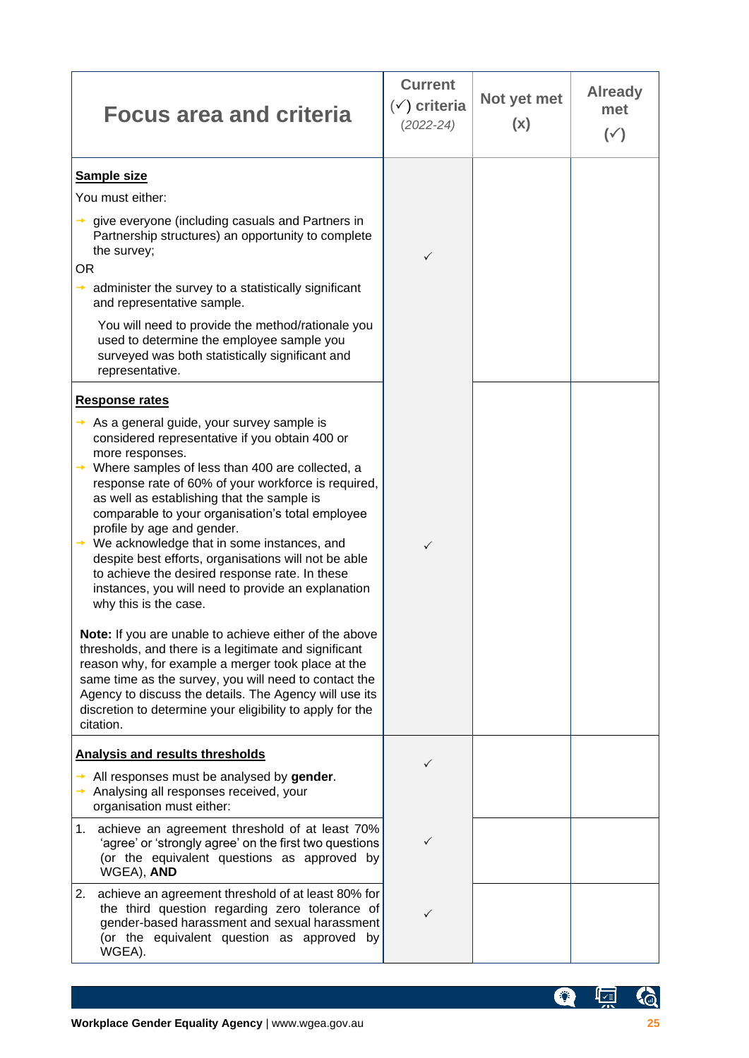| Focus area and criteria | Current (✓) criteria *(2022-24)* | Not yet met (x) | Already met (✓) |
|---|---|---|---|
| **Sample size**<br>You must either:<br>→ give everyone (including casuals and Partners in Partnership structures) an opportunity to complete the survey;<br>OR<br>→ administer the survey to a statistically significant and representative sample.<br>You will need to provide the method/rationale you used to determine the employee sample you surveyed was both statistically significant and representative. | ✓ | | |
| **Response rates**<br>→ As a general guide, your survey sample is considered representative if you obtain 400 or more responses.<br>→ Where samples of less than 400 are collected, a response rate of 60% of your workforce is required, as well as establishing that the sample is comparable to your organisation's total employee profile by age and gender.<br>→ We acknowledge that in some instances, and despite best efforts, organisations will not be able to achieve the desired response rate. In these instances, you will need to provide an explanation why this is the case.<br><br>**Note:** If you are unable to achieve either of the above thresholds, and there is a legitimate and significant reason why, for example a merger took place at the same time as the survey, you will need to contact the Agency to discuss the details. The Agency will use its discretion to determine your eligibility to apply for the citation. | ✓ | | |
| **Analysis and results thresholds**<br>→ All responses must be analysed by **gender**.<br>→ Analysing all responses received, your organisation must either: | ✓ | | |
| 1. achieve an agreement threshold of at least 70% 'agree' or 'strongly agree' on the first two questions (or the equivalent questions as approved by WGEA), **AND** | ✓ | | |
| 2. achieve an agreement threshold of at least 80% for the third question regarding zero tolerance of gender-based harassment and sexual harassment (or the equivalent question as approved by WGEA). | ✓ | | |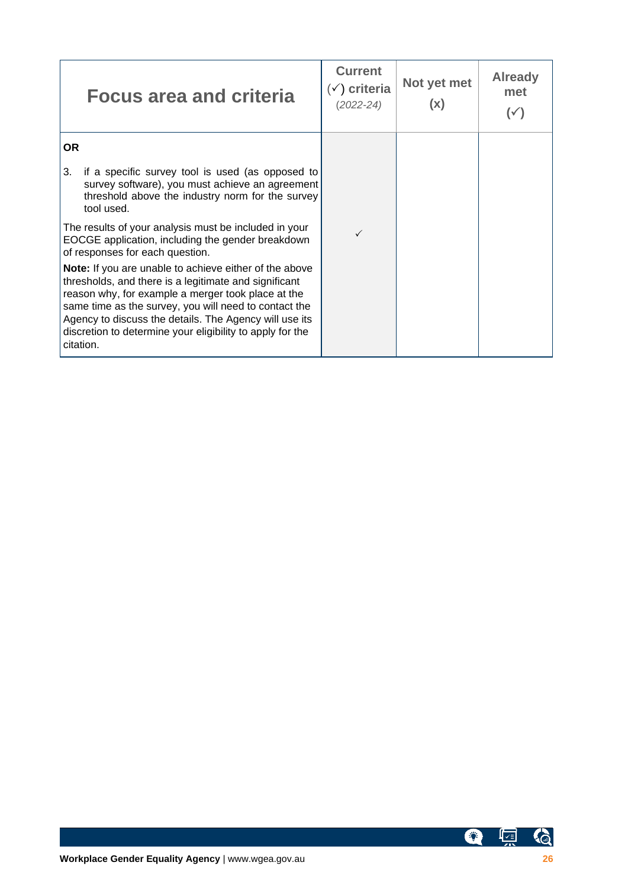| Focus area and criteria | Current (✓) criteria *(2022-24)* | Not yet met (x) | Already met (✓) |
|---|---|---|---|
| **OR**<br><br>3. if a specific survey tool is used (as opposed to survey software), you must achieve an agreement threshold above the industry norm for the survey tool used.<br><br>The results of your analysis must be included in your EOCGE application, including the gender breakdown of responses for each question.<br><br>**Note:** If you are unable to achieve either of the above thresholds, and there is a legitimate and significant reason why, for example a merger took place at the same time as the survey, you will need to contact the Agency to discuss the details. The Agency will use its discretion to determine your eligibility to apply for the citation. | ✓ | | |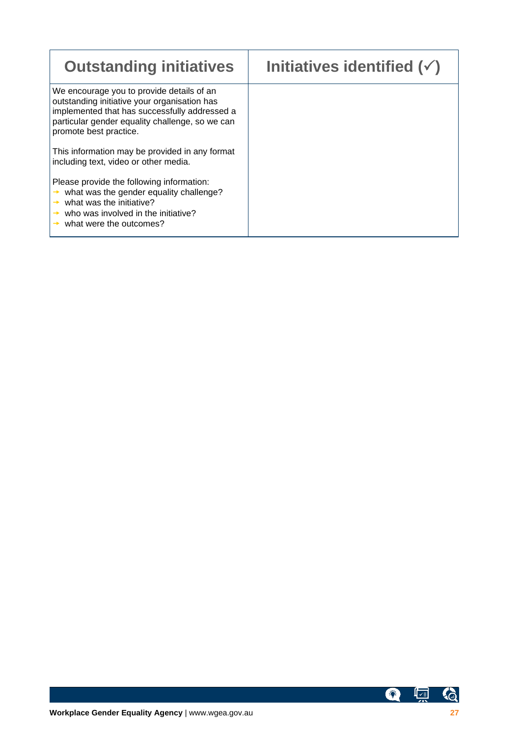| Outstanding initiatives | Initiatives identified (✓) |
|---|---|
| We encourage you to provide details of an outstanding initiative your organisation has implemented that has successfully addressed a particular gender equality challenge, so we can promote best practice.<br><br>This information may be provided in any format including text, video or other media.<br><br>Please provide the following information:<br>→ what was the gender equality challenge?<br>→ what was the initiative?<br>→ who was involved in the initiative?<br>→ what were the outcomes? | |